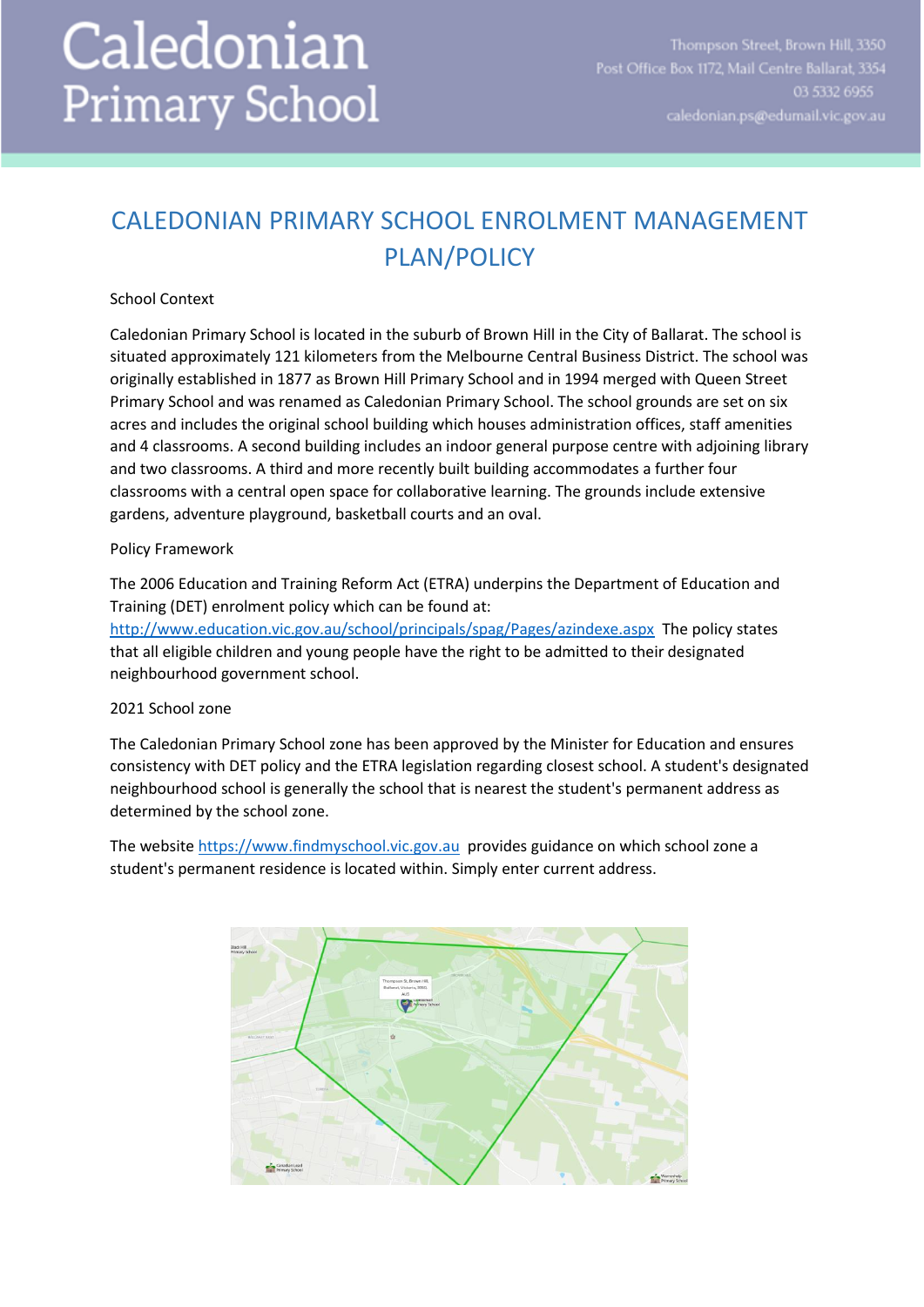# Caledonian Primary School

Thompson Street, Brown Hill, 3350
Post Office Box 1172, Mail Centre Ballarat, 3354
03 5332 6955
caledonian.ps@edumail.vic.gov.au

## CALEDONIAN PRIMARY SCHOOL ENROLMENT MANAGEMENT PLAN/POLICY

School Context

Caledonian Primary School is located in the suburb of Brown Hill in the City of Ballarat. The school is situated approximately 121 kilometers from the Melbourne Central Business District. The school was originally established in 1877 as Brown Hill Primary School and in 1994 merged with Queen Street Primary School and was renamed as Caledonian Primary School. The school grounds are set on six acres and includes the original school building which houses administration offices, staff amenities and 4 classrooms. A second building includes an indoor general purpose centre with adjoining library and two classrooms. A third and more recently built building accommodates a further four classrooms with a central open space for collaborative learning. The grounds include extensive gardens, adventure playground, basketball courts and an oval.

Policy Framework

The 2006 Education and Training Reform Act (ETRA) underpins the Department of Education and Training (DET) enrolment policy which can be found at: [http://www.education.vic.gov.au/school/principals/spag/Pages/azindexe.aspx](http://www.education.vic.gov.au/school/principals/spag/Pages/azindexe.aspx) The policy states that all eligible children and young people have the right to be admitted to their designated neighbourhood government school.

2021 School zone

The Caledonian Primary School zone has been approved by the Minister for Education and ensures consistency with DET policy and the ETRA legislation regarding closest school. A student's designated neighbourhood school is generally the school that is nearest the student's permanent address as determined by the school zone.

The website [https://www.findmyschool.vic.gov.au](https://www.findmyschool.vic.gov.au) provides guidance on which school zone a student's permanent residence is located within. Simply enter current address.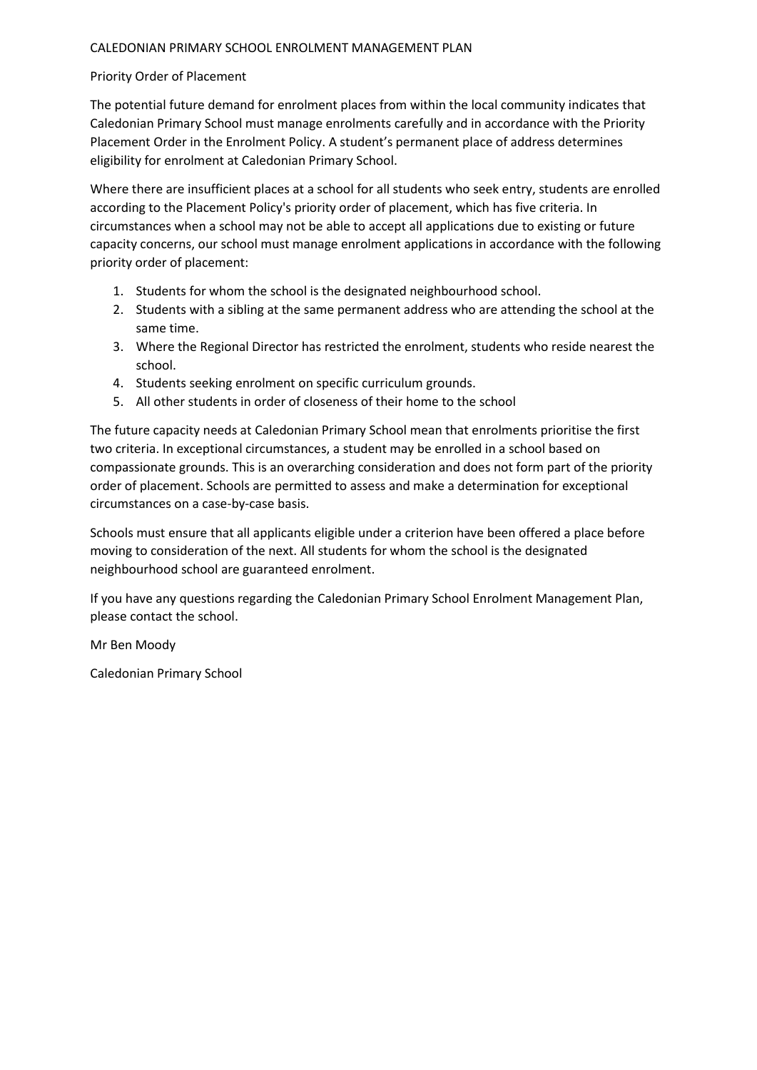# CALEDONIAN PRIMARY SCHOOL ENROLMENT MANAGEMENT PLAN

## Priority Order of Placement

The potential future demand for enrolment places from within the local community indicates that Caledonian Primary School must manage enrolments carefully and in accordance with the Priority Placement Order in the Enrolment Policy. A student's permanent place of address determines eligibility for enrolment at Caledonian Primary School.

Where there are insufficient places at a school for all students who seek entry, students are enrolled according to the Placement Policy's priority order of placement, which has five criteria. In circumstances when a school may not be able to accept all applications due to existing or future capacity concerns, our school must manage enrolment applications in accordance with the following priority order of placement:

1. Students for whom the school is the designated neighbourhood school.
2. Students with a sibling at the same permanent address who are attending the school at the same time.
3. Where the Regional Director has restricted the enrolment, students who reside nearest the school.
4. Students seeking enrolment on specific curriculum grounds.
5. All other students in order of closeness of their home to the school

The future capacity needs at Caledonian Primary School mean that enrolments prioritise the first two criteria. In exceptional circumstances, a student may be enrolled in a school based on compassionate grounds. This is an overarching consideration and does not form part of the priority order of placement. Schools are permitted to assess and make a determination for exceptional circumstances on a case-by-case basis.

Schools must ensure that all applicants eligible under a criterion have been offered a place before moving to consideration of the next. All students for whom the school is the designated neighbourhood school are guaranteed enrolment.

If you have any questions regarding the Caledonian Primary School Enrolment Management Plan, please contact the school.

Mr Ben Moody

Caledonian Primary School